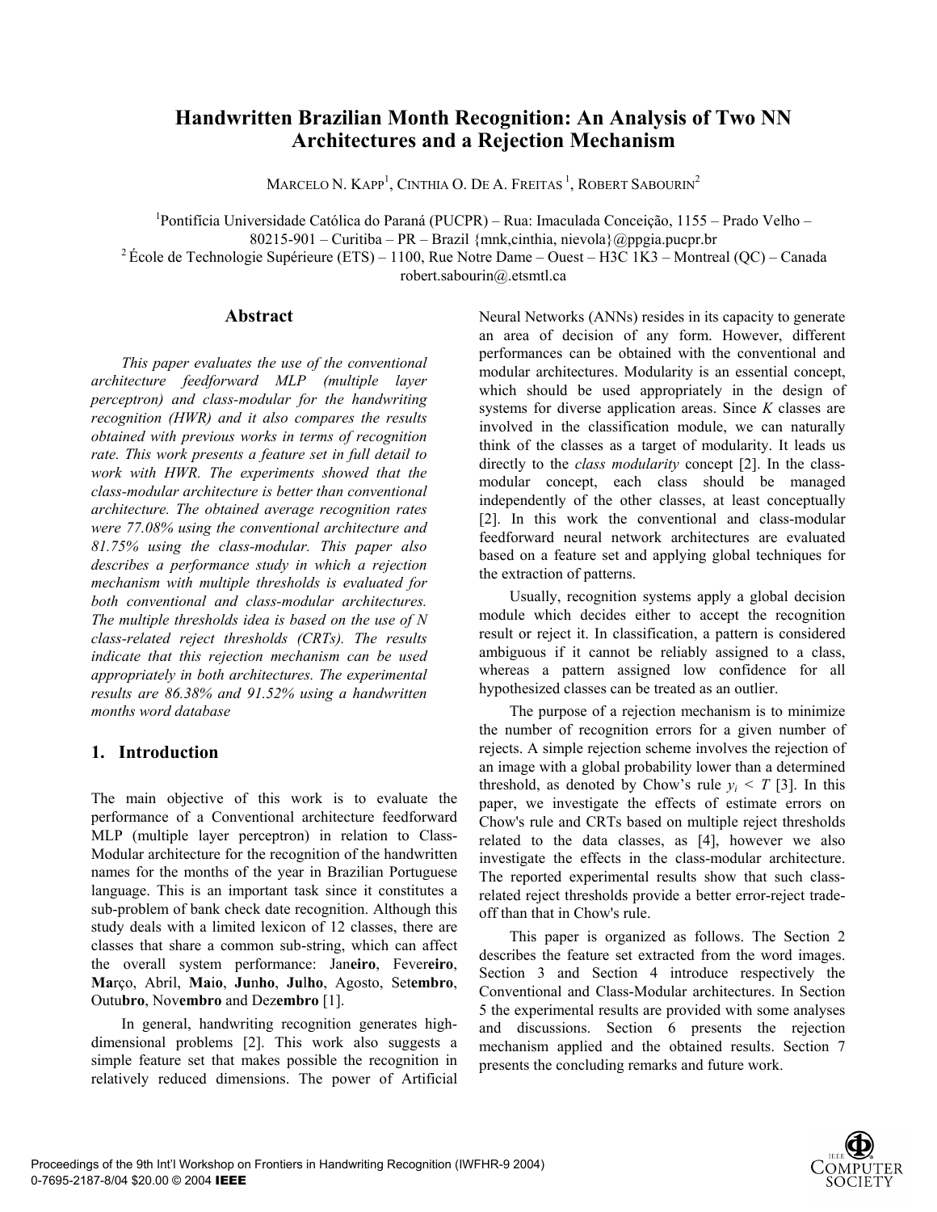# Handwritten Brazilian Month Recognition: An Analysis of Two NN Architectures and a Rejection Mechanism

MARCELO N. KAPP[1], CINTHIA O. DE A. FREITAS [1], ROBERT SABOURIN[2]

[1]Pontifícia Universidade Católica do Paraná (PUCPR) – Rua: Imaculada Conceição, 1155 – Prado Velho – 80215-901 – Curitiba – PR – Brazil {mnk,cinthia, nievola}@ppgia.pucpr.br
[2] École de Technologie Supérieure (ETS) – 1100, Rue Notre Dame – Ouest – H3C 1K3 – Montreal (QC) – Canada robert.sabourin@.etsmtl.ca

## Abstract

*This paper evaluates the use of the conventional architecture feedforward MLP (multiple layer perceptron) and class-modular for the handwriting recognition (HWR) and it also compares the results obtained with previous works in terms of recognition rate. This work presents a feature set in full detail to work with HWR. The experiments showed that the class-modular architecture is better than conventional architecture. The obtained average recognition rates were 77.08% using the conventional architecture and 81.75% using the class-modular. This paper also describes a performance study in which a rejection mechanism with multiple thresholds is evaluated for both conventional and class-modular architectures. The multiple thresholds idea is based on the use of N class-related reject thresholds (CRTs). The results indicate that this rejection mechanism can be used appropriately in both architectures. The experimental results are 86.38% and 91.52% using a handwritten months word database*

## 1. Introduction

The main objective of this work is to evaluate the performance of a Conventional architecture feedforward MLP (multiple layer perceptron) in relation to Class-Modular architecture for the recognition of the handwritten names for the months of the year in Brazilian Portuguese language. This is an important task since it constitutes a sub-problem of bank check date recognition. Although this study deals with a limited lexicon of 12 classes, there are classes that share a common sub-string, which can affect the overall system performance: Jan**eiro**, Fever**eiro**, **Ma**rço, Abril, **Ma**i**o**, **Ju**n**ho**, **Ju**l**ho**, Agosto, Set**embro**, Outu**bro**, Nov**embro** and Dez**embro** [1].

In general, handwriting recognition generates high-dimensional problems [2]. This work also suggests a simple feature set that makes possible the recognition in relatively reduced dimensions. The power of Artificial Neural Networks (ANNs) resides in its capacity to generate an area of decision of any form. However, different performances can be obtained with the conventional and modular architectures. Modularity is an essential concept, which should be used appropriately in the design of systems for diverse application areas. Since *K* classes are involved in the classification module, we can naturally think of the classes as a target of modularity. It leads us directly to the *class modularity* concept [2]. In the class-modular concept, each class should be managed independently of the other classes, at least conceptually [2]. In this work the conventional and class-modular feedforward neural network architectures are evaluated based on a feature set and applying global techniques for the extraction of patterns.

Usually, recognition systems apply a global decision module which decides either to accept the recognition result or reject it. In classification, a pattern is considered ambiguous if it cannot be reliably assigned to a class, whereas a pattern assigned low confidence for all hypothesized classes can be treated as an outlier.

The purpose of a rejection mechanism is to minimize the number of recognition errors for a given number of rejects. A simple rejection scheme involves the rejection of an image with a global probability lower than a determined threshold, as denoted by Chow's rule $y_i < T$ [3]. In this paper, we investigate the effects of estimate errors on Chow's rule and CRTs based on multiple reject thresholds related to the data classes, as [4], however we also investigate the effects in the class-modular architecture. The reported experimental results show that such class-related reject thresholds provide a better error-reject trade-off than that in Chow's rule.

This paper is organized as follows. The Section 2 describes the feature set extracted from the word images. Section 3 and Section 4 introduce respectively the Conventional and Class-Modular architectures. In Section 5 the experimental results are provided with some analyses and discussions. Section 6 presents the rejection mechanism applied and the obtained results. Section 7 presents the concluding remarks and future work.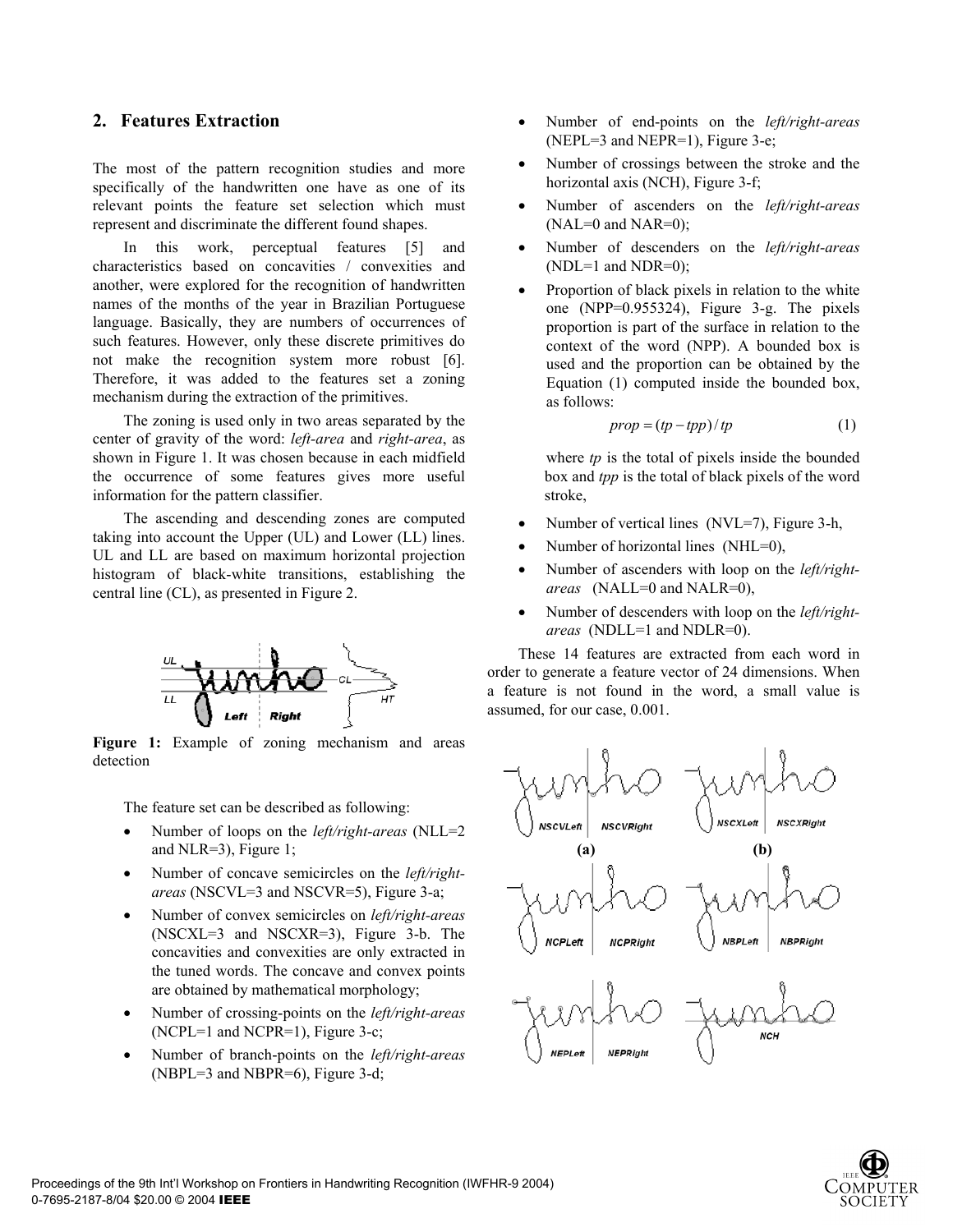## 2. Features Extraction

The most of the pattern recognition studies and more specifically of the handwritten one have as one of its relevant points the feature set selection which must represent and discriminate the different found shapes.

In this work, perceptual features [5] and characteristics based on concavities / convexities and another, were explored for the recognition of handwritten names of the months of the year in Brazilian Portuguese language. Basically, they are numbers of occurrences of such features. However, only these discrete primitives do not make the recognition system more robust [6]. Therefore, it was added to the features set a zoning mechanism during the extraction of the primitives.

The zoning is used only in two areas separated by the center of gravity of the word: *left-area* and *right-area*, as shown in Figure 1. It was chosen because in each midfield the occurrence of some features gives more useful information for the pattern classifier.

The ascending and descending zones are computed taking into account the Upper (UL) and Lower (LL) lines. UL and LL are based on maximum horizontal projection histogram of black-white transitions, establishing the central line (CL), as presented in Figure 2.

**Figure 1:** Example of zoning mechanism and areas detection

The feature set can be described as following:

- Number of loops on the *left/right-areas* (NLL=2 and NLR=3), Figure 1;
- Number of concave semicircles on the *left/right-areas* (NSCVL=3 and NSCVR=5), Figure 3-a;
- Number of convex semicircles on *left/right-areas* (NSCXL=3 and NSCXR=3), Figure 3-b. The concavities and convexities are only extracted in the tuned words. The concave and convex points are obtained by mathematical morphology;
- Number of crossing-points on the *left/right-areas* (NCPL=1 and NCPR=1), Figure 3-c;
- Number of branch-points on the *left/right-areas* (NBPL=3 and NBPR=6), Figure 3-d;
- Number of end-points on the *left/right-areas* (NEPL=3 and NEPR=1), Figure 3-e;
- Number of crossings between the stroke and the horizontal axis (NCH), Figure 3-f;
- Number of ascenders on the *left/right-areas* (NAL=0 and NAR=0);
- Number of descenders on the *left/right-areas* (NDL=1 and NDR=0);
- Proportion of black pixels in relation to the white one (NPP=0.955324), Figure 3-g. The pixels proportion is part of the surface in relation to the context of the word (NPP). A bounded box is used and the proportion can be obtained by the Equation (1) computed inside the bounded box, as follows:

$$prop = (tp - tpp) / tp \tag{1}$$

  where $tp$ is the total of pixels inside the bounded box and $tpp$ is the total of black pixels of the word stroke,

- Number of vertical lines (NVL=7), Figure 3-h,
- Number of horizontal lines (NHL=0),
- Number of ascenders with loop on the *left/right-areas* (NALL=0 and NALR=0),
- Number of descenders with loop on the *left/right-areas* (NDLL=1 and NDLR=0).

These 14 features are extracted from each word in order to generate a feature vector of 24 dimensions. When a feature is not found in the word, a small value is assumed, for our case, 0.001.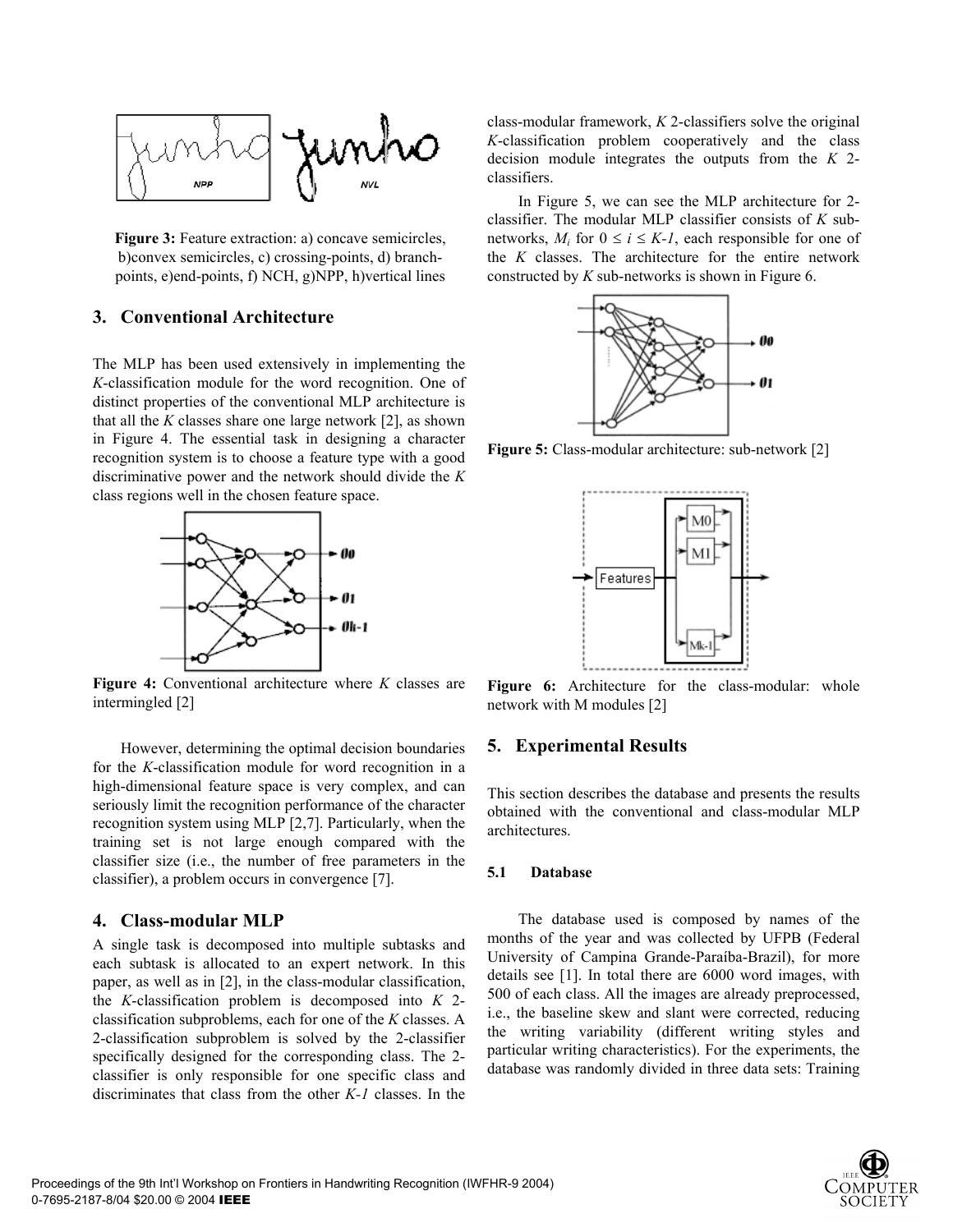Figure 3: Feature extraction: a) concave semicircles, b)convex semicircles, c) crossing-points, d) branch-points, e)end-points, f) NCH, g)NPP, h)vertical lines

## 3. Conventional Architecture

The MLP has been used extensively in implementing the *K*-classification module for the word recognition. One of distinct properties of the conventional MLP architecture is that all the *K* classes share one large network [2], as shown in Figure 4. The essential task in designing a character recognition system is to choose a feature type with a good discriminative power and the network should divide the *K* class regions well in the chosen feature space.

**Figure 4:** Conventional architecture where *K* classes are intermingled [2]

However, determining the optimal decision boundaries for the *K*-classification module for word recognition in a high-dimensional feature space is very complex, and can seriously limit the recognition performance of the character recognition system using MLP [2,7]. Particularly, when the training set is not large enough compared with the classifier size (i.e., the number of free parameters in the classifier), a problem occurs in convergence [7].

## 4. Class-modular MLP

A single task is decomposed into multiple subtasks and each subtask is allocated to an expert network. In this paper, as well as in [2], in the class-modular classification, the *K*-classification problem is decomposed into *K* 2-classification subproblems, each for one of the *K* classes. A 2-classification subproblem is solved by the 2-classifier specifically designed for the corresponding class. The 2-classifier is only responsible for one specific class and discriminates that class from the other *K-1* classes. In the class-modular framework, *K* 2-classifiers solve the original *K*-classification problem cooperatively and the class decision module integrates the outputs from the *K* 2-classifiers.

In Figure 5, we can see the MLP architecture for 2-classifier. The modular MLP classifier consists of *K* sub-networks, $M_i$ for $0 \leq i \leq K\text{-}1$, each responsible for one of the *K* classes. The architecture for the entire network constructed by *K* sub-networks is shown in Figure 6.

**Figure 5:** Class-modular architecture: sub-network [2]

**Figure 6:** Architecture for the class-modular: whole network with M modules [2]

## 5. Experimental Results

This section describes the database and presents the results obtained with the conventional and class-modular MLP architectures.

### 5.1 Database

The database used is composed by names of the months of the year and was collected by UFPB (Federal University of Campina Grande-Paraíba-Brazil), for more details see [1]. In total there are 6000 word images, with 500 of each class. All the images are already preprocessed, i.e., the baseline skew and slant were corrected, reducing the writing variability (different writing styles and particular writing characteristics). For the experiments, the database was randomly divided in three data sets: Training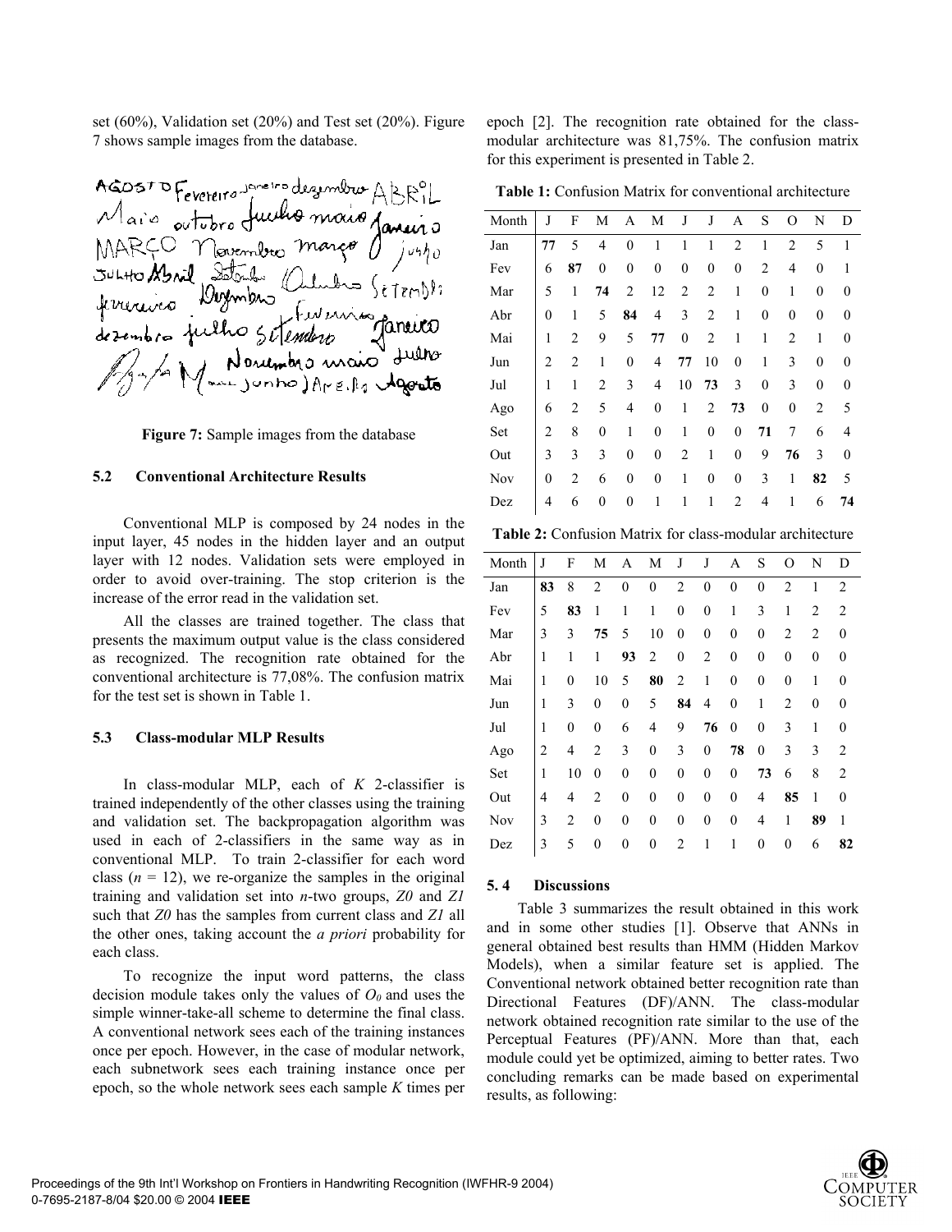set (60%), Validation set (20%) and Test set (20%). Figure 7 shows sample images from the database.

**Figure 7:** Sample images from the database

### 5.2 Conventional Architecture Results

Conventional MLP is composed by 24 nodes in the input layer, 45 nodes in the hidden layer and an output layer with 12 nodes. Validation sets were employed in order to avoid over-training. The stop criterion is the increase of the error read in the validation set.

All the classes are trained together. The class that presents the maximum output value is the class considered as recognized. The recognition rate obtained for the conventional architecture is 77,08%. The confusion matrix for the test set is shown in Table 1.

### 5.3 Class-modular MLP Results

In class-modular MLP, each of *K* 2-classifier is trained independently of the other classes using the training and validation set. The backpropagation algorithm was used in each of 2-classifiers in the same way as in conventional MLP. To train 2-classifier for each word class ($n$ = 12), we re-organize the samples in the original training and validation set into $n$-two groups, *Z0* and *Z1* such that *Z0* has the samples from current class and *Z1* all the other ones, taking account the *a priori* probability for each class.

To recognize the input word patterns, the class decision module takes only the values of $O_0$ and uses the simple winner-take-all scheme to determine the final class. A conventional network sees each of the training instances once per epoch. However, in the case of modular network, each subnetwork sees each training instance once per epoch, so the whole network sees each sample *K* times per epoch [2]. The recognition rate obtained for the class-modular architecture was 81,75%. The confusion matrix for this experiment is presented in Table 2.

**Table 1:** Confusion Matrix for conventional architecture

| Month | J | F | M | A | M | J | J | A | S | O | N | D |
|---|---|---|---|---|---|---|---|---|---|---|---|---|
| Jan | **77** | 5 | 4 | 0 | 1 | 1 | 1 | 2 | 1 | 2 | 5 | 1 |
| Fev | 6 | **87** | 0 | 0 | 0 | 0 | 0 | 0 | 2 | 4 | 0 | 1 |
| Mar | 5 | 1 | **74** | 2 | 12 | 2 | 2 | 1 | 0 | 1 | 0 | 0 |
| Abr | 0 | 1 | 5 | **84** | 4 | 3 | 2 | 1 | 0 | 0 | 0 | 0 |
| Mai | 1 | 2 | 9 | 5 | **77** | 0 | 2 | 1 | 1 | 2 | 1 | 0 |
| Jun | 2 | 2 | 1 | 0 | 4 | **77** | 10 | 0 | 1 | 3 | 0 | 0 |
| Jul | 1 | 1 | 2 | 3 | 4 | 10 | **73** | 3 | 0 | 3 | 0 | 0 |
| Ago | 6 | 2 | 5 | 4 | 0 | 1 | 2 | **73** | 0 | 0 | 2 | 5 |
| Set | 2 | 8 | 0 | 1 | 0 | 1 | 0 | 0 | **71** | 7 | 6 | 4 |
| Out | 3 | 3 | 3 | 0 | 0 | 2 | 1 | 0 | 9 | **76** | 3 | 0 |
| Nov | 0 | 2 | 6 | 0 | 0 | 1 | 0 | 0 | 3 | 1 | **82** | 5 |
| Dez | 4 | 6 | 0 | 0 | 1 | 1 | 1 | 2 | 4 | 1 | 6 | **74** |

**Table 2:** Confusion Matrix for class-modular architecture

| Month | J | F | M | A | M | J | J | A | S | O | N | D |
|---|---|---|---|---|---|---|---|---|---|---|---|---|
| Jan | **83** | 8 | 2 | 0 | 0 | 2 | 0 | 0 | 0 | 2 | 1 | 2 |
| Fev | 5 | **83** | 1 | 1 | 1 | 0 | 0 | 1 | 3 | 1 | 2 | 2 |
| Mar | 3 | 3 | **75** | 5 | 10 | 0 | 0 | 0 | 0 | 2 | 2 | 0 |
| Abr | 1 | 1 | 1 | **93** | 2 | 0 | 2 | 0 | 0 | 0 | 0 | 0 |
| Mai | 1 | 0 | 10 | 5 | **80** | 2 | 1 | 0 | 0 | 0 | 1 | 0 |
| Jun | 1 | 3 | 0 | 0 | 5 | **84** | 4 | 0 | 1 | 2 | 0 | 0 |
| Jul | 1 | 0 | 0 | 6 | 4 | 9 | **76** | 0 | 0 | 3 | 1 | 0 |
| Ago | 2 | 4 | 2 | 3 | 0 | 3 | 0 | **78** | 0 | 3 | 3 | 2 |
| Set | 1 | 10 | 0 | 0 | 0 | 0 | 0 | 0 | **73** | 6 | 8 | 2 |
| Out | 4 | 4 | 2 | 0 | 0 | 0 | 0 | 0 | 4 | **85** | 1 | 0 |
| Nov | 3 | 2 | 0 | 0 | 0 | 0 | 0 | 0 | 4 | 1 | **89** | 1 |
| Dez | 3 | 5 | 0 | 0 | 0 | 2 | 1 | 1 | 0 | 0 | 6 | **82** |

### 5.4 Discussions

Table 3 summarizes the result obtained in this work and in some other studies [1]. Observe that ANNs in general obtained best results than HMM (Hidden Markov Models), when a similar feature set is applied. The Conventional network obtained better recognition rate than Directional Features (DF)/ANN. The class-modular network obtained recognition rate similar to the use of the Perceptual Features (PF)/ANN. More than that, each module could yet be optimized, aiming to better rates. Two concluding remarks can be made based on experimental results, as following: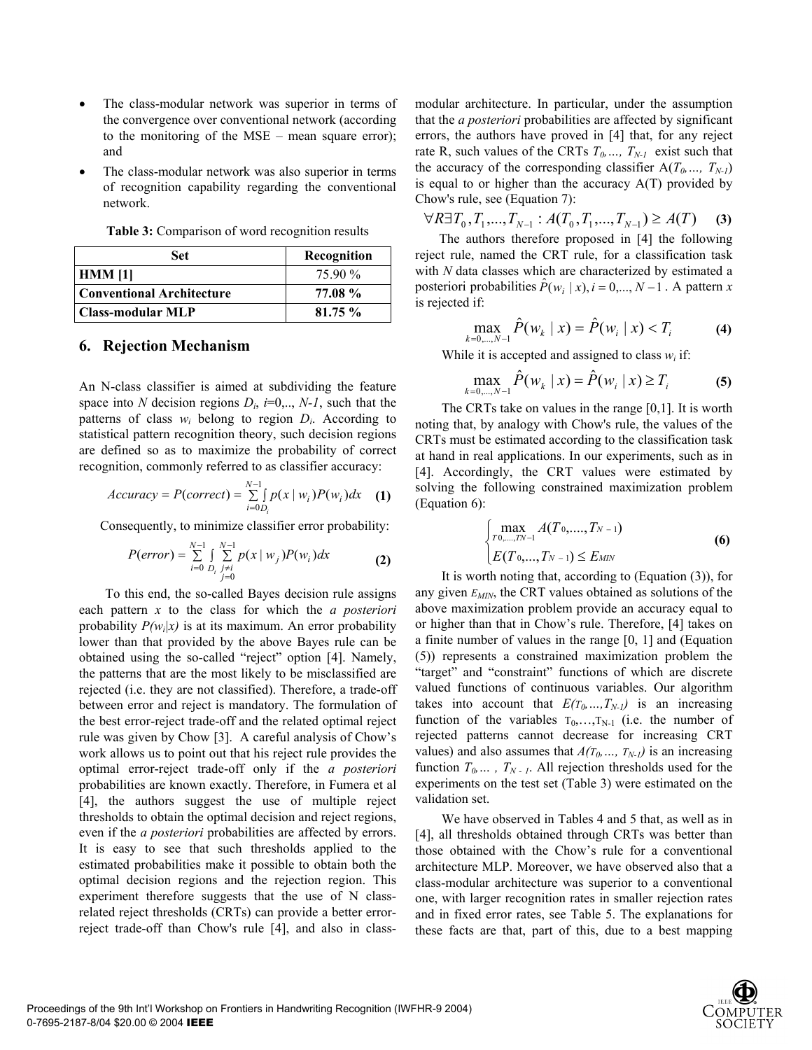- The class-modular network was superior in terms of the convergence over conventional network (according to the monitoring of the MSE – mean square error); and
- The class-modular network was also superior in terms of recognition capability regarding the conventional network.

**Table 3:** Comparison of word recognition results

| Set | Recognition |
|---|---|
| **HMM [1]** | 75.90 % |
| **Conventional Architecture** | **77.08 %** |
| **Class-modular MLP** | **81.75 %** |

## 6. Rejection Mechanism

An N-class classifier is aimed at subdividing the feature space into $N$ decision regions $D_i$, $i$=0,.., $N$-1, such that the patterns of class $w_i$ belong to region $D_i$. According to statistical pattern recognition theory, such decision regions are defined so as to maximize the probability of correct recognition, commonly referred to as classifier accuracy:

$$Accuracy = P(correct) = \sum_{i=0}^{N-1} \int_{D_i} p(x \mid w_i) P(w_i) dx \quad \textbf{(1)}$$

Consequently, to minimize classifier error probability:

$$P(error) = \sum_{i=0}^{N-1} \int_{D_i} \sum_{\substack{j \neq i \\ j=0}}^{N-1} p(x \mid w_j) P(w_i) dx \quad \textbf{(2)}$$

To this end, the so-called Bayes decision rule assigns each pattern $x$ to the class for which the *a posteriori* probability $P(w_i|x)$ is at its maximum. An error probability lower than that provided by the above Bayes rule can be obtained using the so-called "reject" option [4]. Namely, the patterns that are the most likely to be misclassified are rejected (i.e. they are not classified). Therefore, a trade-off between error and reject is mandatory. The formulation of the best error-reject trade-off and the related optimal reject rule was given by Chow [3]. A careful analysis of Chow's work allows us to point out that his reject rule provides the optimal error-reject trade-off only if the *a posteriori* probabilities are known exactly. Therefore, in Fumera et al [4], the authors suggest the use of multiple reject thresholds to obtain the optimal decision and reject regions, even if the *a posteriori* probabilities are affected by errors. It is easy to see that such thresholds applied to the estimated probabilities make it possible to obtain both the optimal decision regions and the rejection region. This experiment therefore suggests that the use of N class-related reject thresholds (CRTs) can provide a better error-reject trade-off than Chow's rule [4], and also in class-modular architecture. In particular, under the assumption that the *a posteriori* probabilities are affected by significant errors, the authors have proved in [4] that, for any reject rate R, such values of the CRTs $T_0, \ldots, T_{N-1}$ exist such that the accuracy of the corresponding classifier A($T_0, \ldots, T_{N-1}$) is equal to or higher than the accuracy A(T) provided by Chow's rule, see (Equation 7):

$$\forall R \exists T_0, T_1, ..., T_{N-1} : A(T_0, T_1, ..., T_{N-1}) \geq A(T) \quad \textbf{(3)}$$

The authors therefore proposed in [4] the following reject rule, named the CRT rule, for a classification task with $N$ data classes which are characterized by estimated a posteriori probabilities $\hat{P}(w_i \mid x), i = 0, ..., N-1$. A pattern $x$ is rejected if:

$$\max_{k=0,...,N-1} \hat{P}(w_k \mid x) = \hat{P}(w_i \mid x) < T_i \quad \textbf{(4)}$$

While it is accepted and assigned to class $w_i$ if:

$$\max_{k=0,...,N-1} \hat{P}(w_k \mid x) = \hat{P}(w_i \mid x) \geq T_i \quad \textbf{(5)}$$

The CRTs take on values in the range [0,1]. It is worth noting that, by analogy with Chow's rule, the values of the CRTs must be estimated according to the classification task at hand in real applications. In our experiments, such as in [4]. Accordingly, the CRT values were estimated by solving the following constrained maximization problem (Equation 6):

$$\begin{cases} \max\limits_{T0,...,TN-1} A(T_0, ..., T_{N-1}) \\ E(T_0, ..., T_{N-1}) \leq E_{MIN} \end{cases} \quad \textbf{(6)}$$

It is worth noting that, according to (Equation (3)), for any given $E_{MIN}$, the CRT values obtained as solutions of the above maximization problem provide an accuracy equal to or higher than that in Chow's rule. Therefore, [4] takes on a finite number of values in the range [0, 1] and (Equation (5)) represents a constrained maximization problem the "target" and "constraint" functions of which are discrete valued functions of continuous variables. Our algorithm takes into account that $E(T_0, \ldots, T_{N-1})$ is an increasing function of the variables $T_0, \ldots, T_{N-1}$ (i.e. the number of rejected patterns cannot decrease for increasing CRT values) and also assumes that $A(T_0, \ldots, T_{N-1})$ is an increasing function $T_0, \ldots, T_{N-1}$. All rejection thresholds used for the experiments on the test set (Table 3) were estimated on the validation set.

We have observed in Tables 4 and 5 that, as well as in [4], all thresholds obtained through CRTs was better than those obtained with the Chow's rule for a conventional architecture MLP. Moreover, we have observed also that a class-modular architecture was superior to a conventional one, with larger recognition rates in smaller rejection rates and in fixed error rates, see Table 5. The explanations for these facts are that, part of this, due to a best mapping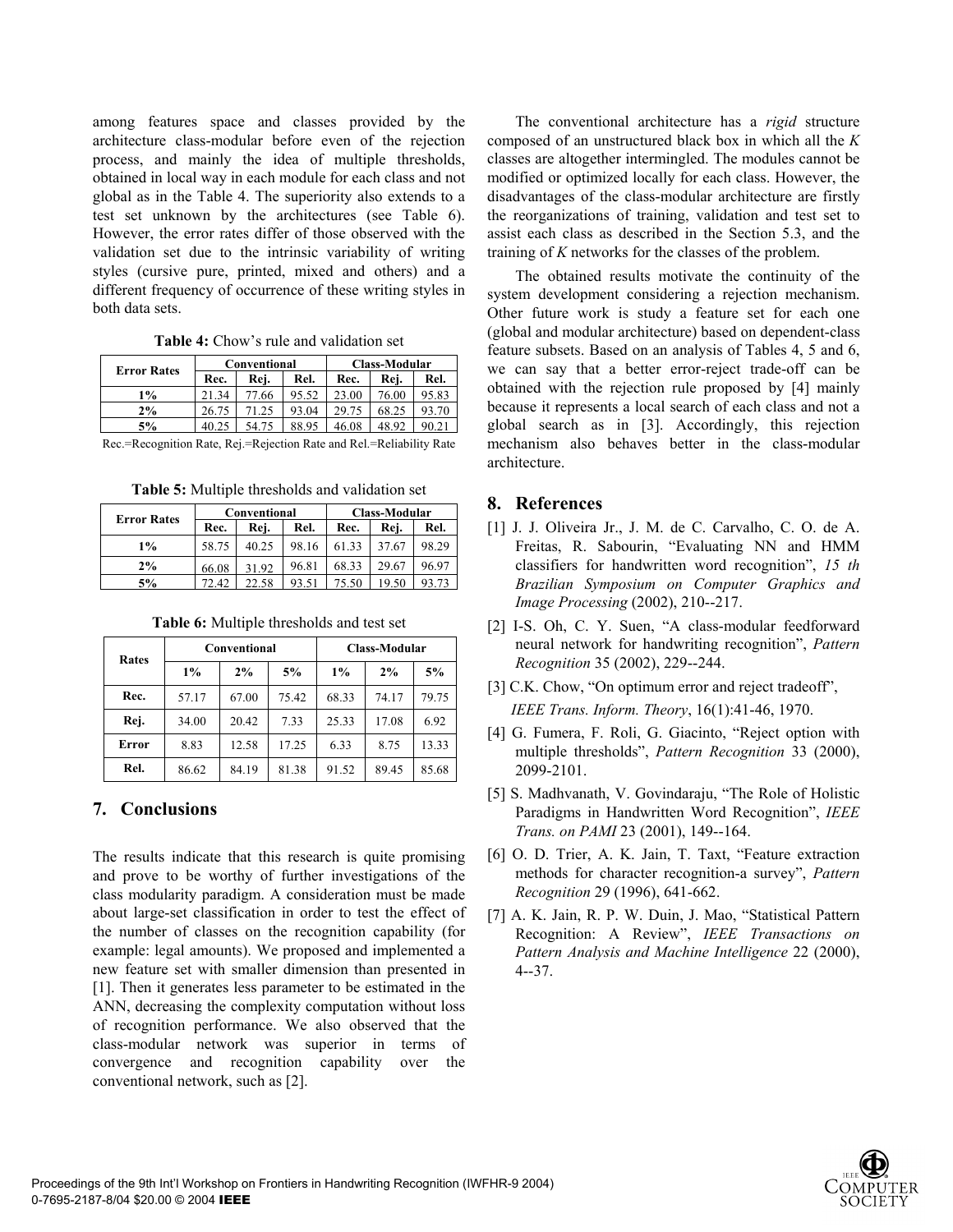among features space and classes provided by the architecture class-modular before even of the rejection process, and mainly the idea of multiple thresholds, obtained in local way in each module for each class and not global as in the Table 4. The superiority also extends to a test set unknown by the architectures (see Table 6). However, the error rates differ of those observed with the validation set due to the intrinsic variability of writing styles (cursive pure, printed, mixed and others) and a different frequency of occurrence of these writing styles in both data sets.

**Table 4:** Chow's rule and validation set

| Error Rates | Conventional | | | Class-Modular | | |
|---|---|---|---|---|---|---|
| | Rec. | Rej. | Rel. | Rec. | Rej. | Rel. |
| **1%** | 21.34 | 77.66 | 95.52 | 23.00 | 76.00 | 95.83 |
| **2%** | 26.75 | 71.25 | 93.04 | 29.75 | 68.25 | 93.70 |
| **5%** | 40.25 | 54.75 | 88.95 | 46.08 | 48.92 | 90.21 |

Rec.=Recognition Rate, Rej.=Rejection Rate and Rel.=Reliability Rate

**Table 5:** Multiple thresholds and validation set

| Error Rates | Conventional | | | Class-Modular | | |
|---|---|---|---|---|---|---|
| | Rec. | Rej. | Rel. | Rec. | Rej. | Rel. |
| **1%** | 58.75 | 40.25 | 98.16 | 61.33 | 37.67 | 98.29 |
| **2%** | 66.08 | 31.92 | 96.81 | 68.33 | 29.67 | 96.97 |
| **5%** | 72.42 | 22.58 | 93.51 | 75.50 | 19.50 | 93.73 |

**Table 6:** Multiple thresholds and test set

| Rates | Conventional | | | Class-Modular | | |
|---|---|---|---|---|---|---|
| | 1% | 2% | 5% | 1% | 2% | 5% |
| **Rec.** | 57.17 | 67.00 | 75.42 | 68.33 | 74.17 | 79.75 |
| **Rej.** | 34.00 | 20.42 | 7.33 | 25.33 | 17.08 | 6.92 |
| **Error** | 8.83 | 12.58 | 17.25 | 6.33 | 8.75 | 13.33 |
| **Rel.** | 86.62 | 84.19 | 81.38 | 91.52 | 89.45 | 85.68 |

## 7. Conclusions

The results indicate that this research is quite promising and prove to be worthy of further investigations of the class modularity paradigm. A consideration must be made about large-set classification in order to test the effect of the number of classes on the recognition capability (for example: legal amounts). We proposed and implemented a new feature set with smaller dimension than presented in [1]. Then it generates less parameter to be estimated in the ANN, decreasing the complexity computation without loss of recognition performance. We also observed that the class-modular network was superior in terms of convergence and recognition capability over the conventional network, such as [2].

The conventional architecture has a *rigid* structure composed of an unstructured black box in which all the $K$ classes are altogether intermingled. The modules cannot be modified or optimized locally for each class. However, the disadvantages of the class-modular architecture are firstly the reorganizations of training, validation and test set to assist each class as described in the Section 5.3, and the training of $K$ networks for the classes of the problem.

The obtained results motivate the continuity of the system development considering a rejection mechanism. Other future work is study a feature set for each one (global and modular architecture) based on dependent-class feature subsets. Based on an analysis of Tables 4, 5 and 6, we can say that a better error-reject trade-off can be obtained with the rejection rule proposed by [4] mainly because it represents a local search of each class and not a global search as in [3]. Accordingly, this rejection mechanism also behaves better in the class-modular architecture.

## 8. References

[1] J. J. Oliveira Jr., J. M. de C. Carvalho, C. O. de A. Freitas, R. Sabourin, "Evaluating NN and HMM classifiers for handwritten word recognition", *15 th Brazilian Symposium on Computer Graphics and Image Processing* (2002), 210--217.

[2] I-S. Oh, C. Y. Suen, "A class-modular feedforward neural network for handwriting recognition", *Pattern Recognition* 35 (2002), 229--244.

[3] C.K. Chow, "On optimum error and reject tradeoff", *IEEE Trans. Inform. Theory*, 16(1):41-46, 1970.

[4] G. Fumera, F. Roli, G. Giacinto, "Reject option with multiple thresholds", *Pattern Recognition* 33 (2000), 2099-2101.

[5] S. Madhvanath, V. Govindaraju, "The Role of Holistic Paradigms in Handwritten Word Recognition", *IEEE Trans. on PAMI* 23 (2001), 149--164.

[6] O. D. Trier, A. K. Jain, T. Taxt, "Feature extraction methods for character recognition-a survey", *Pattern Recognition* 29 (1996), 641-662.

[7] A. K. Jain, R. P. W. Duin, J. Mao, "Statistical Pattern Recognition: A Review", *IEEE Transactions on Pattern Analysis and Machine Intelligence* 22 (2000), 4--37.